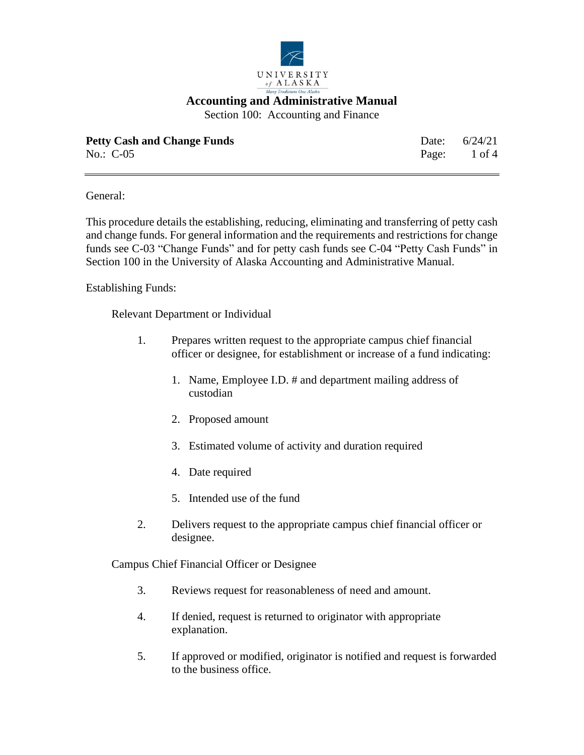# Accounting and Administrative Manual

Section 100: Accounting and Finance

**Petty Cash and Change Funds**
No.: C-05

Date: 6/24/21

---

General:

This procedure details the establishing, reducing, eliminating and transferring of petty cash and change funds. For general information and the requirements and restrictions for change funds see C-03 "Change Funds" and for petty cash funds see C-04 "Petty Cash Funds" in Section 100 in the University of Alaska Accounting and Administrative Manual.

Establishing Funds:

Relevant Department or Individual

1. Prepares written request to the appropriate campus chief financial officer or designee, for establishment or increase of a fund indicating:
   1. Name, Employee I.D. # and department mailing address of custodian
   2. Proposed amount
   3. Estimated volume of activity and duration required
   4. Date required
   5. Intended use of the fund
2. Delivers request to the appropriate campus chief financial officer or designee.

Campus Chief Financial Officer or Designee

3. Reviews request for reasonableness of need and amount.
4. If denied, request is returned to originator with appropriate explanation.
5. If approved or modified, originator is notified and request is forwarded to the business office.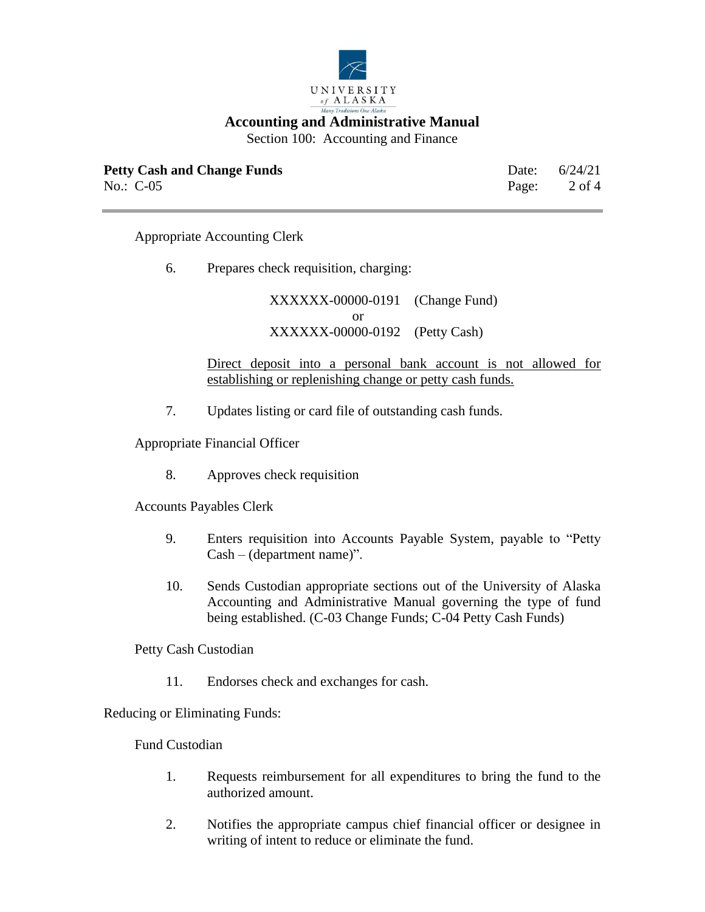Appropriate Accounting Clerk

6. Prepares check requisition, charging:

   XXXXXX-00000-0191 (Change Fund)
   or
   XXXXXX-00000-0192 (Petty Cash)

   <u>Direct deposit into a personal bank account is not allowed for establishing or replenishing change or petty cash funds.</u>

7. Updates listing or card file of outstanding cash funds.

Appropriate Financial Officer

8. Approves check requisition

Accounts Payables Clerk

9. Enters requisition into Accounts Payable System, payable to "Petty Cash – (department name)".

10. Sends Custodian appropriate sections out of the University of Alaska Accounting and Administrative Manual governing the type of fund being established. (C-03 Change Funds; C-04 Petty Cash Funds)

Petty Cash Custodian

11. Endorses check and exchanges for cash.

Reducing or Eliminating Funds:

Fund Custodian

1. Requests reimbursement for all expenditures to bring the fund to the authorized amount.

2. Notifies the appropriate campus chief financial officer or designee in writing of intent to reduce or eliminate the fund.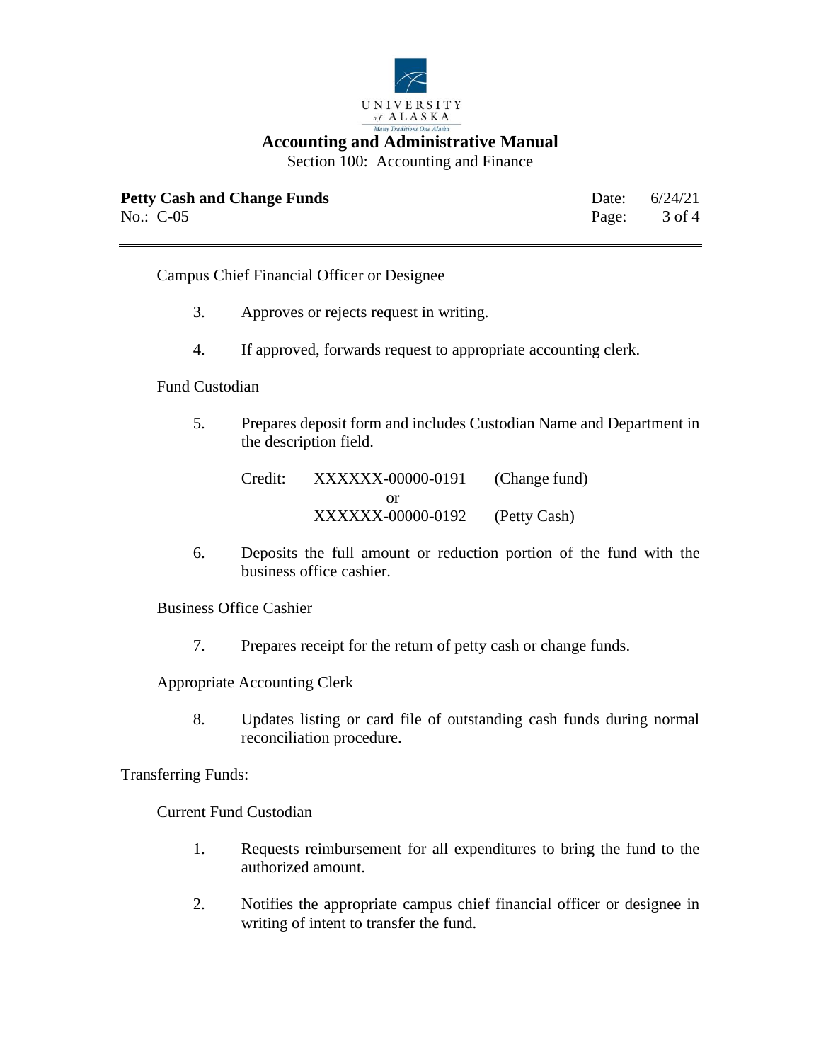Campus Chief Financial Officer or Designee

3. Approves or rejects request in writing.

4. If approved, forwards request to appropriate accounting clerk.

Fund Custodian

5. Prepares deposit form and includes Custodian Name and Department in the description field.

   | | | |
   |---|---|---|
   | Credit: | XXXXXX-00000-0191 | (Change fund) |
   | | or | |
   | | XXXXXX-00000-0192 | (Petty Cash) |

6. Deposits the full amount or reduction portion of the fund with the business office cashier.

Business Office Cashier

7. Prepares receipt for the return of petty cash or change funds.

Appropriate Accounting Clerk

8. Updates listing or card file of outstanding cash funds during normal reconciliation procedure.

Transferring Funds:

Current Fund Custodian

1. Requests reimbursement for all expenditures to bring the fund to the authorized amount.

2. Notifies the appropriate campus chief financial officer or designee in writing of intent to transfer the fund.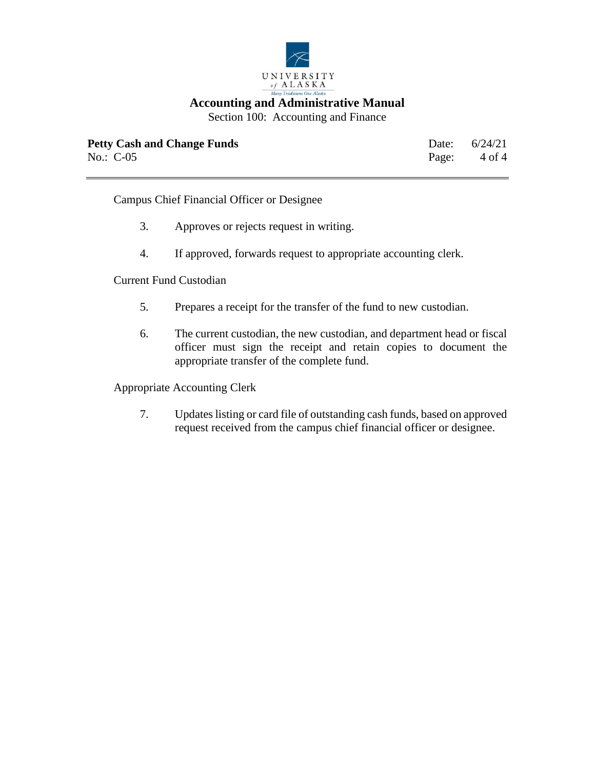Campus Chief Financial Officer or Designee

3. Approves or rejects request in writing.

4. If approved, forwards request to appropriate accounting clerk.

Current Fund Custodian

5. Prepares a receipt for the transfer of the fund to new custodian.

6. The current custodian, the new custodian, and department head or fiscal officer must sign the receipt and retain copies to document the appropriate transfer of the complete fund.

Appropriate Accounting Clerk

7. Updates listing or card file of outstanding cash funds, based on approved request received from the campus chief financial officer or designee.